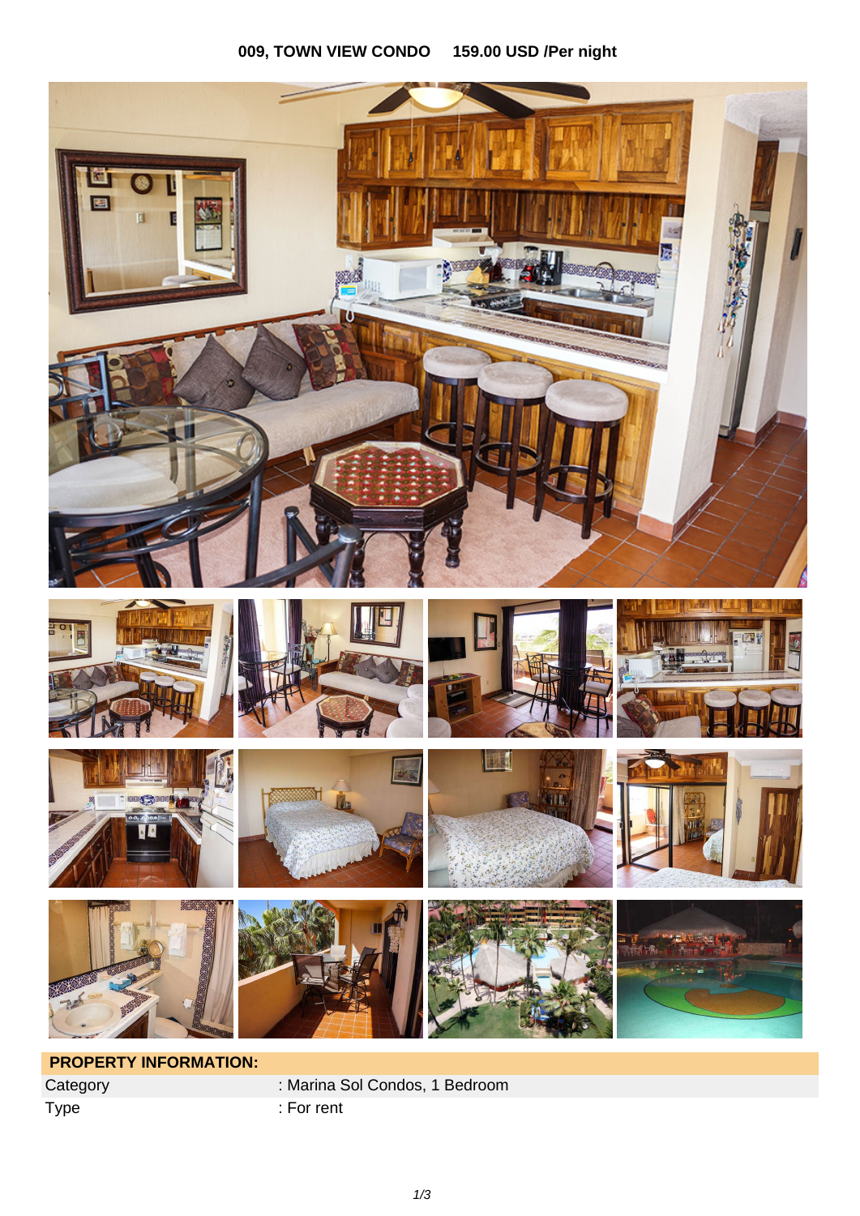**009, TOWN VIEW CONDO 159.00 USD /Per night**

## PROPERTY INFORMATION:

| | |
|---|---|
| Category | : Marina Sol Condos, 1 Bedroom |
| Type | : For rent |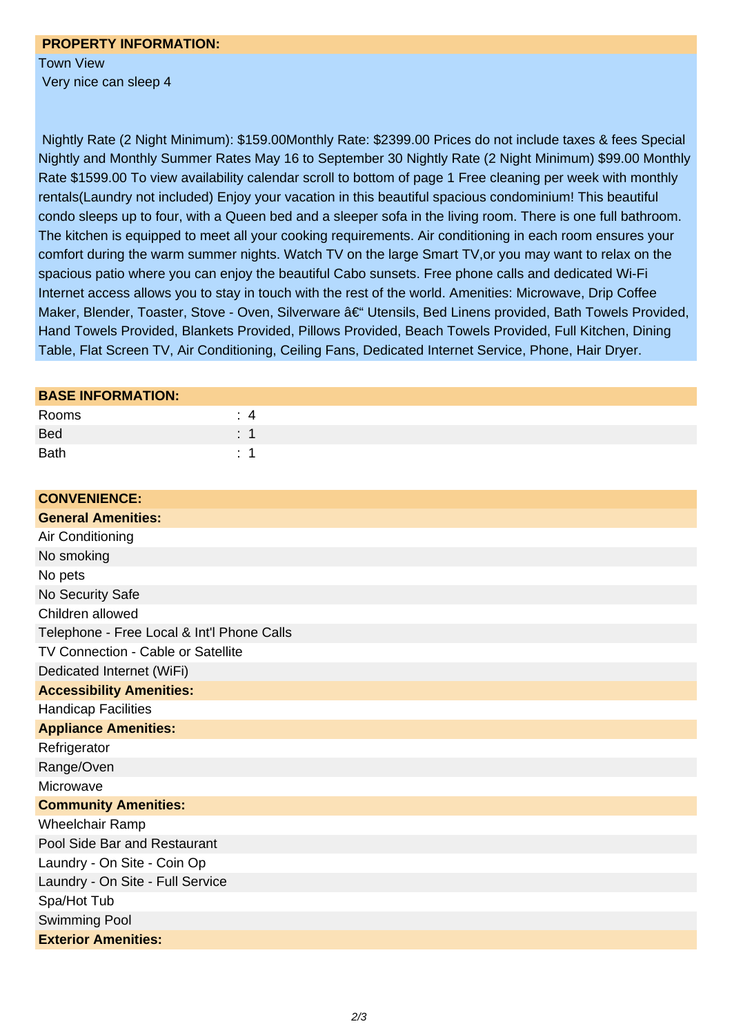## PROPERTY INFORMATION:

Town View
Very nice can sleep 4

Nightly Rate (2 Night Minimum): $159.00Monthly Rate: $2399.00 Prices do not include taxes & fees Special Nightly and Monthly Summer Rates May 16 to September 30 Nightly Rate (2 Night Minimum) $99.00 Monthly Rate $1599.00 To view availability calendar scroll to bottom of page 1 Free cleaning per week with monthly rentals(Laundry not included) Enjoy your vacation in this beautiful spacious condominium! This beautiful condo sleeps up to four, with a Queen bed and a sleeper sofa in the living room. There is one full bathroom. The kitchen is equipped to meet all your cooking requirements. Air conditioning in each room ensures your comfort during the warm summer nights. Watch TV on the large Smart TV,or you may want to relax on the spacious patio where you can enjoy the beautiful Cabo sunsets. Free phone calls and dedicated Wi-Fi Internet access allows you to stay in touch with the rest of the world. Amenities: Microwave, Drip Coffee Maker, Blender, Toaster, Stove - Oven, Silverware â€“ Utensils, Bed Linens provided, Bath Towels Provided, Hand Towels Provided, Blankets Provided, Pillows Provided, Beach Towels Provided, Full Kitchen, Dining Table, Flat Screen TV, Air Conditioning, Ceiling Fans, Dedicated Internet Service, Phone, Hair Dryer.

## BASE INFORMATION:

| | |
|---|---|
| Rooms | : 4 |
| Bed | : 1 |
| Bath | : 1 |

## CONVENIENCE:

### General Amenities:

- Air Conditioning
- No smoking
- No pets
- No Security Safe
- Children allowed
- Telephone - Free Local & Int'l Phone Calls
- TV Connection - Cable or Satellite
- Dedicated Internet (WiFi)

### Accessibility Amenities:

- Handicap Facilities

### Appliance Amenities:

- Refrigerator
- Range/Oven
- Microwave

### Community Amenities:

- Wheelchair Ramp
- Pool Side Bar and Restaurant
- Laundry - On Site - Coin Op
- Laundry - On Site - Full Service
- Spa/Hot Tub
- Swimming Pool

### Exterior Amenities: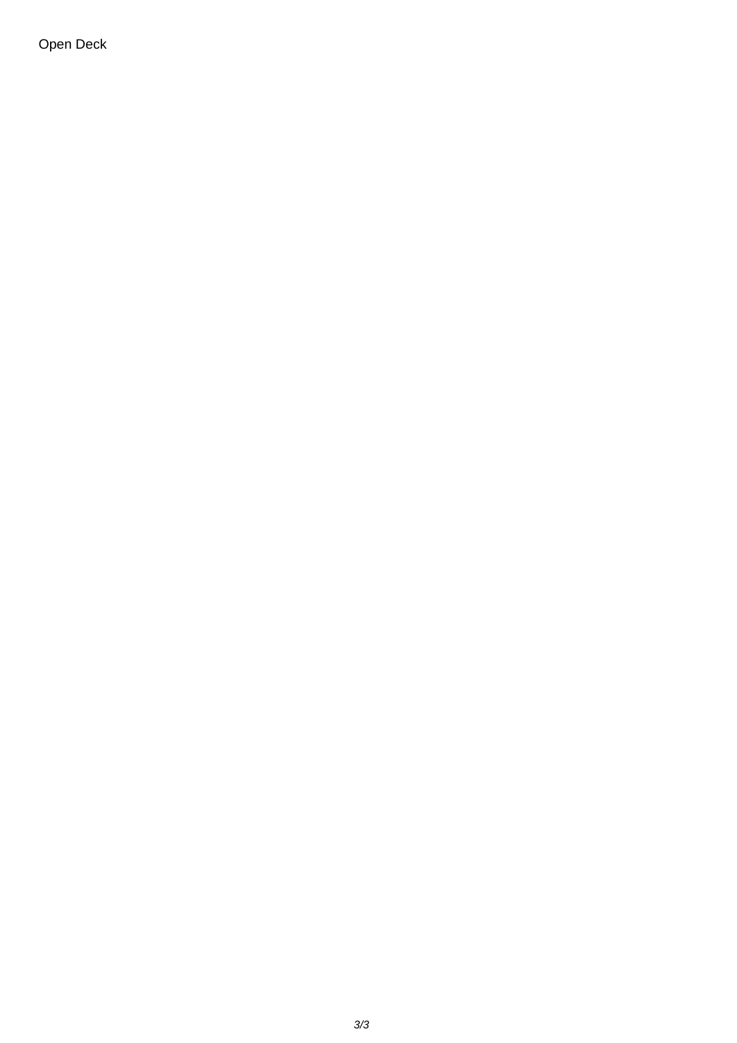Open Deck